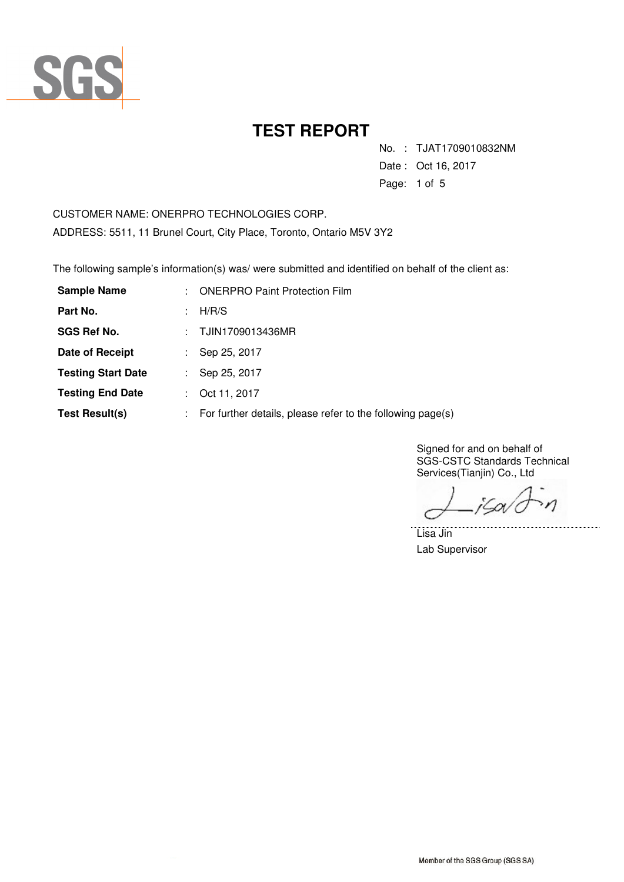SGS

# TEST REPORT

No. : TJAT1709010832NM
Date : Oct 16, 2017

CUSTOMER NAME: ONERPRO TECHNOLOGIES CORP.
ADDRESS: 5511, 11 Brunel Court, City Place, Toronto, Ontario M5V 3Y2

The following sample's information(s) was/ were submitted and identified on behalf of the client as:

| | | |
|---|---|---|
| **Sample Name** | : | ONERPRO Paint Protection Film |
| **Part No.** | : | H/R/S |
| **SGS Ref No.** | : | TJIN1709013436MR |
| **Date of Receipt** | : | Sep 25, 2017 |
| **Testing Start Date** | : | Sep 25, 2017 |
| **Testing End Date** | : | Oct 11, 2017 |
| **Test Result(s)** | : | For further details, please refer to the following page(s) |

Signed for and on behalf of
SGS-CSTC Standards Technical Services(Tianjin) Co., Ltd

Lisa Jin
Lab Supervisor

Member of the SGS Group (SGS SA)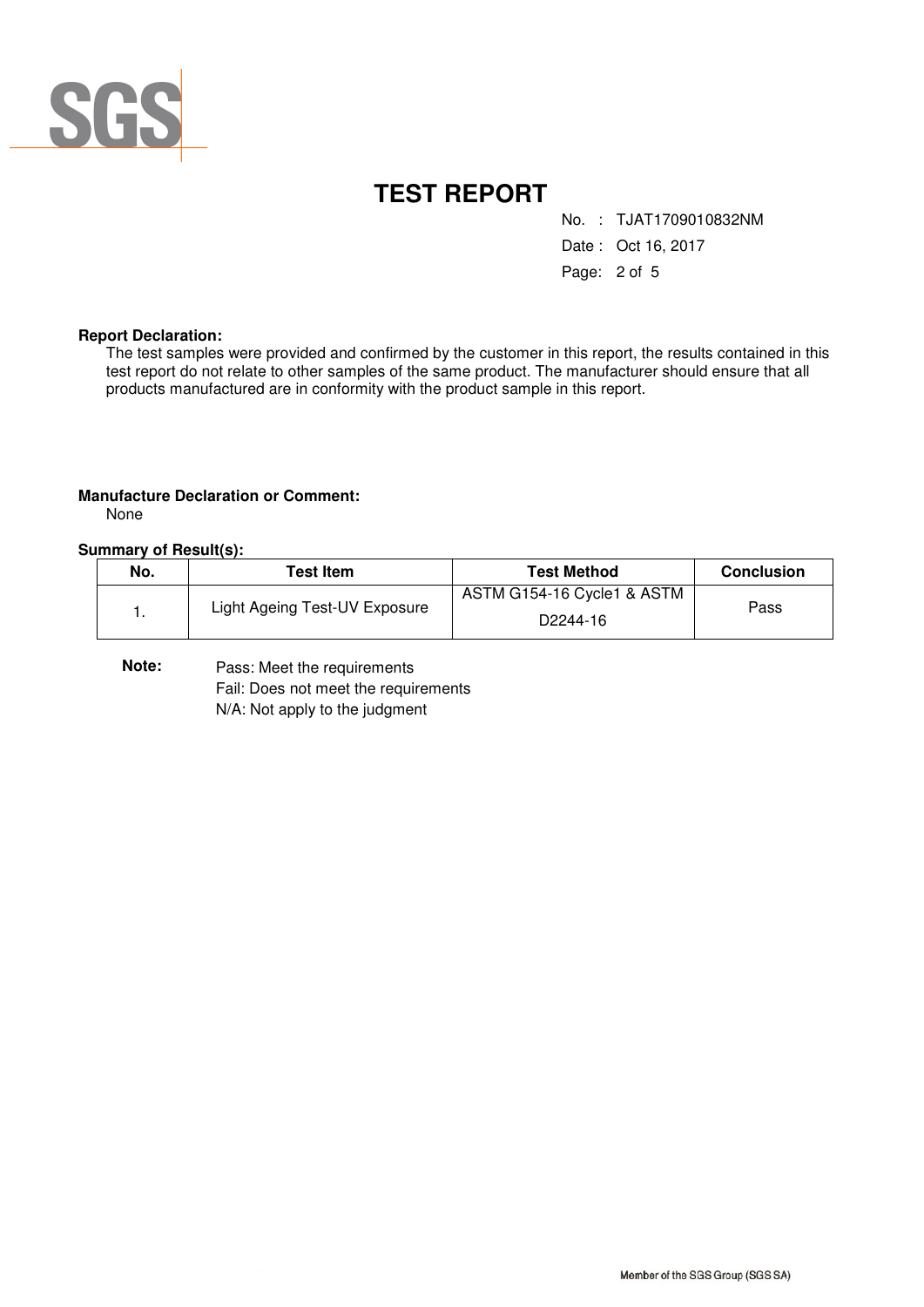# TEST REPORT

No. : TJAT1709010832NM

Date : Oct 16, 2017

**Report Declaration:**

The test samples were provided and confirmed by the customer in this report, the results contained in this test report do not relate to other samples of the same product. The manufacturer should ensure that all products manufactured are in conformity with the product sample in this report.

**Manufacture Declaration or Comment:**

None

**Summary of Result(s):**

| No. | Test Item | Test Method | Conclusion |
|---|---|---|---|
| 1. | Light Ageing Test-UV Exposure | ASTM G154-16 Cycle1 & ASTM D2244-16 | Pass |

**Note:** Pass: Meet the requirements
Fail: Does not meet the requirements
N/A: Not apply to the judgment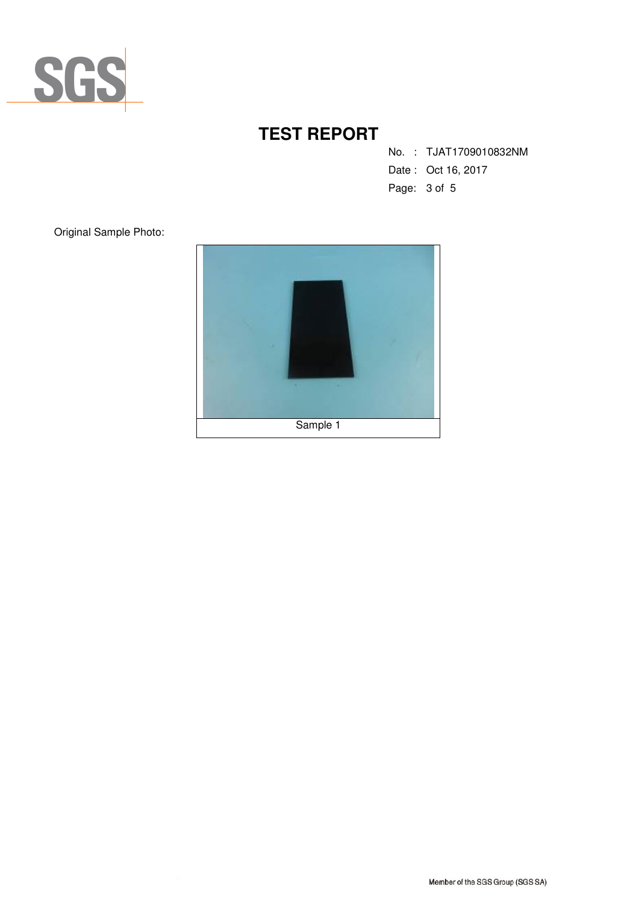# TEST REPORT

No. : TJAT1709010832NM

Date : Oct 16, 2017

Original Sample Photo:

Sample 1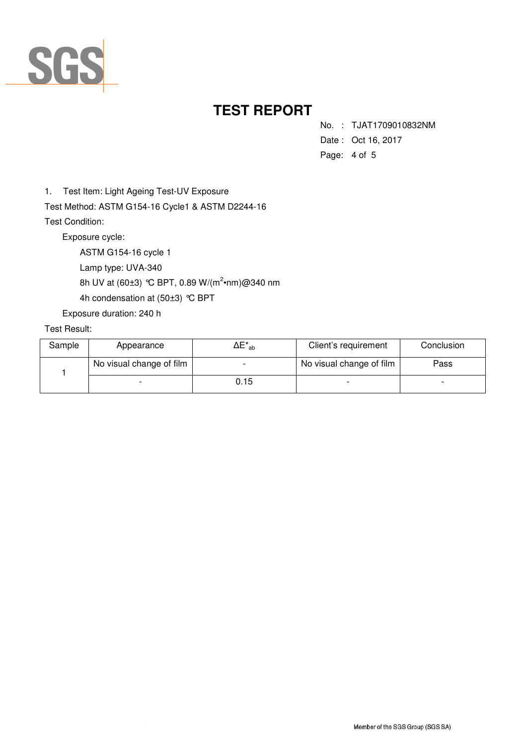# TEST REPORT

No. : TJAT1709010832NM

Date : Oct 16, 2017

1. Test Item: Light Ageing Test-UV Exposure

Test Method: ASTM G154-16 Cycle1 & ASTM D2244-16

Test Condition:

Exposure cycle:

ASTM G154-16 cycle 1

Lamp type: UVA-340

8h UV at (60±3) ℃ BPT, 0.89 W/($m^2$•nm)@340 nm

4h condensation at (50±3) ℃ BPT

Exposure duration: 240 h

Test Result:

| Sample | Appearance | $\Delta E^*_{ab}$ | Client's requirement | Conclusion |
|---|---|---|---|---|
| 1 | No visual change of film | - | No visual change of film | Pass |
| | - | 0.15 | - | - |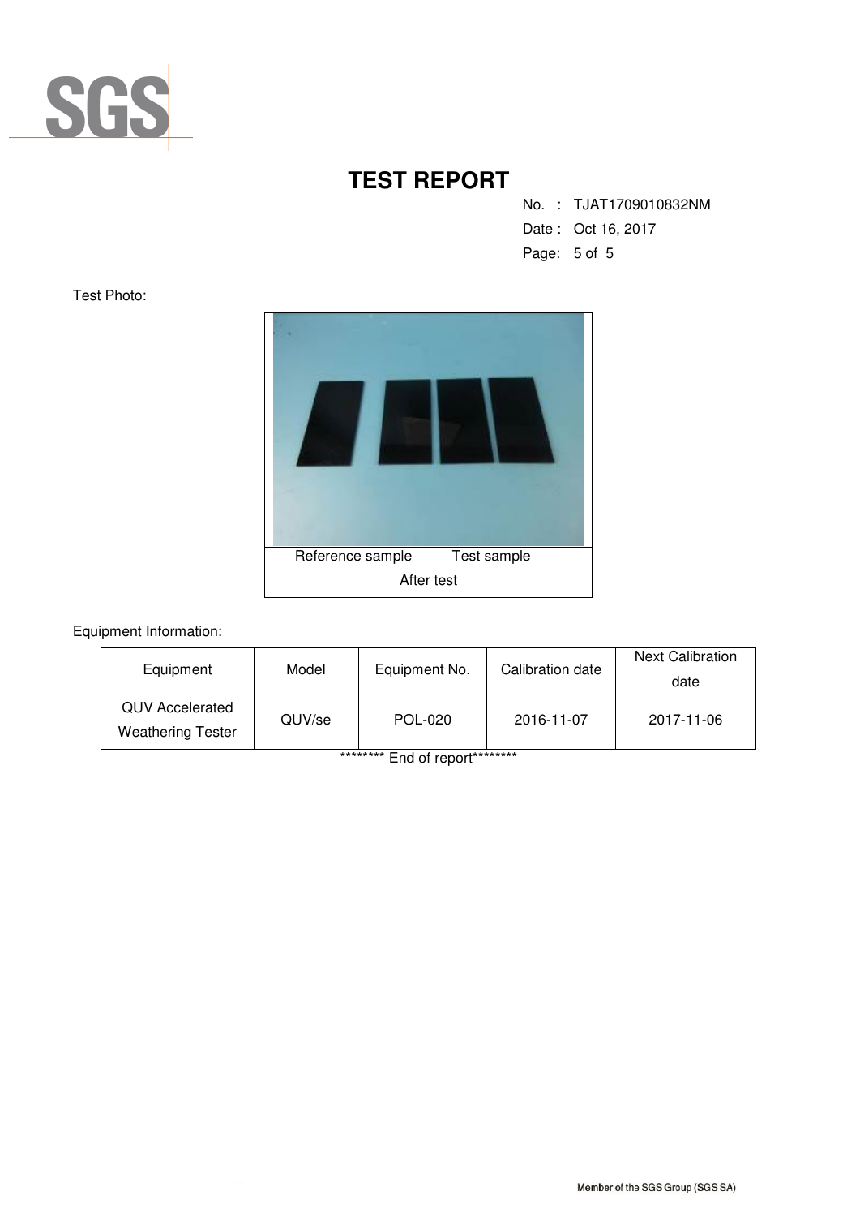# TEST REPORT

No. : TJAT1709010832NM

Date : Oct 16, 2017

Test Photo:

Reference sample Test sample

After test

Equipment Information:

| Equipment | Model | Equipment No. | Calibration date | Next Calibration date |
|---|---|---|---|---|
| QUV Accelerated Weathering Tester | QUV/se | POL-020 | 2016-11-07 | 2017-11-06 |

******** End of report********